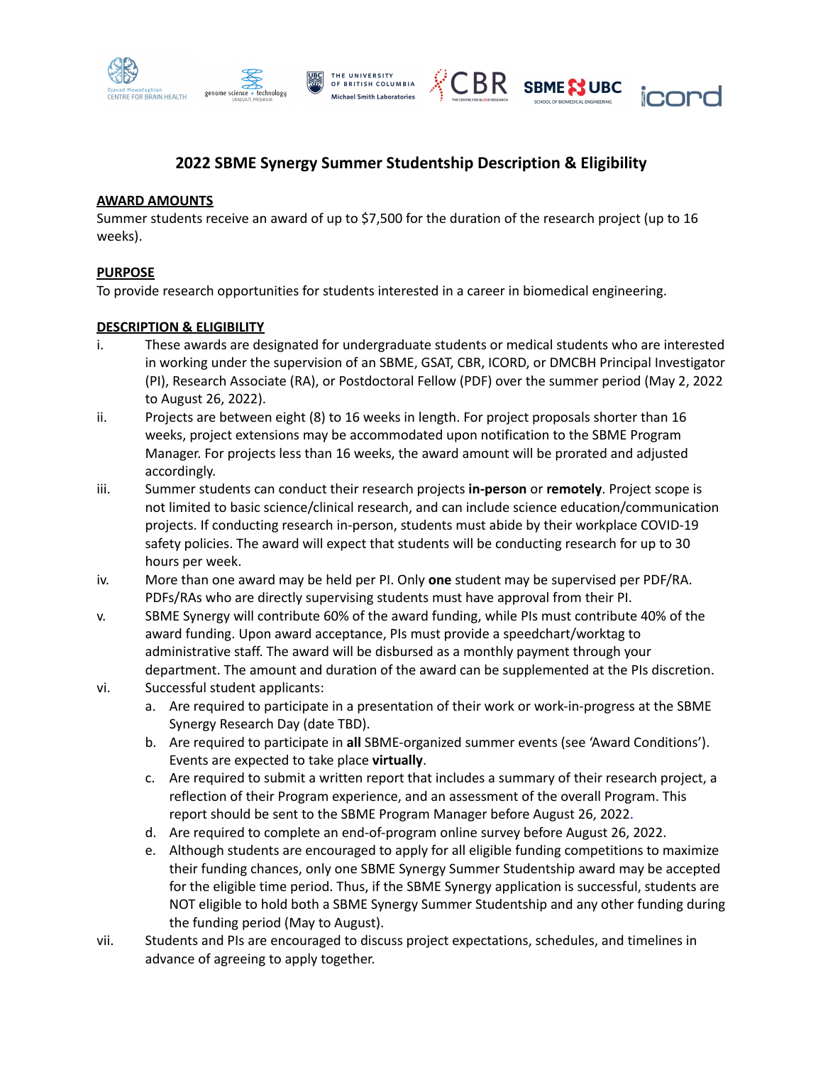# 2022 SBME Synergy Summer Studentship Description & Eligibility

**AWARD AMOUNTS**

Summer students receive an award of up to $7,500 for the duration of the research project (up to 16 weeks).

**PURPOSE**

To provide research opportunities for students interested in a career in biomedical engineering.

**DESCRIPTION & ELIGIBILITY**

i. These awards are designated for undergraduate students or medical students who are interested in working under the supervision of an SBME, GSAT, CBR, ICORD, or DMCBH Principal Investigator (PI), Research Associate (RA), or Postdoctoral Fellow (PDF) over the summer period (May 2, 2022 to August 26, 2022).

ii. Projects are between eight (8) to 16 weeks in length. For project proposals shorter than 16 weeks, project extensions may be accommodated upon notification to the SBME Program Manager. For projects less than 16 weeks, the award amount will be prorated and adjusted accordingly.

iii. Summer students can conduct their research projects **in-person** or **remotely**. Project scope is not limited to basic science/clinical research, and can include science education/communication projects. If conducting research in-person, students must abide by their workplace COVID-19 safety policies. The award will expect that students will be conducting research for up to 30 hours per week.

iv. More than one award may be held per PI. Only **one** student may be supervised per PDF/RA. PDFs/RAs who are directly supervising students must have approval from their PI.

v. SBME Synergy will contribute 60% of the award funding, while PIs must contribute 40% of the award funding. Upon award acceptance, PIs must provide a speedchart/worktag to administrative staff. The award will be disbursed as a monthly payment through your department. The amount and duration of the award can be supplemented at the PIs discretion.

vi. Successful student applicants:

   a. Are required to participate in a presentation of their work or work-in-progress at the SBME Synergy Research Day (date TBD).

   b. Are required to participate in **all** SBME-organized summer events (see 'Award Conditions'). Events are expected to take place **virtually**.

   c. Are required to submit a written report that includes a summary of their research project, a reflection of their Program experience, and an assessment of the overall Program. This report should be sent to the SBME Program Manager before August 26, 2022.

   d. Are required to complete an end-of-program online survey before August 26, 2022.

   e. Although students are encouraged to apply for all eligible funding competitions to maximize their funding chances, only one SBME Synergy Summer Studentship award may be accepted for the eligible time period. Thus, if the SBME Synergy application is successful, students are NOT eligible to hold both a SBME Synergy Summer Studentship and any other funding during the funding period (May to August).

vii. Students and PIs are encouraged to discuss project expectations, schedules, and timelines in advance of agreeing to apply together.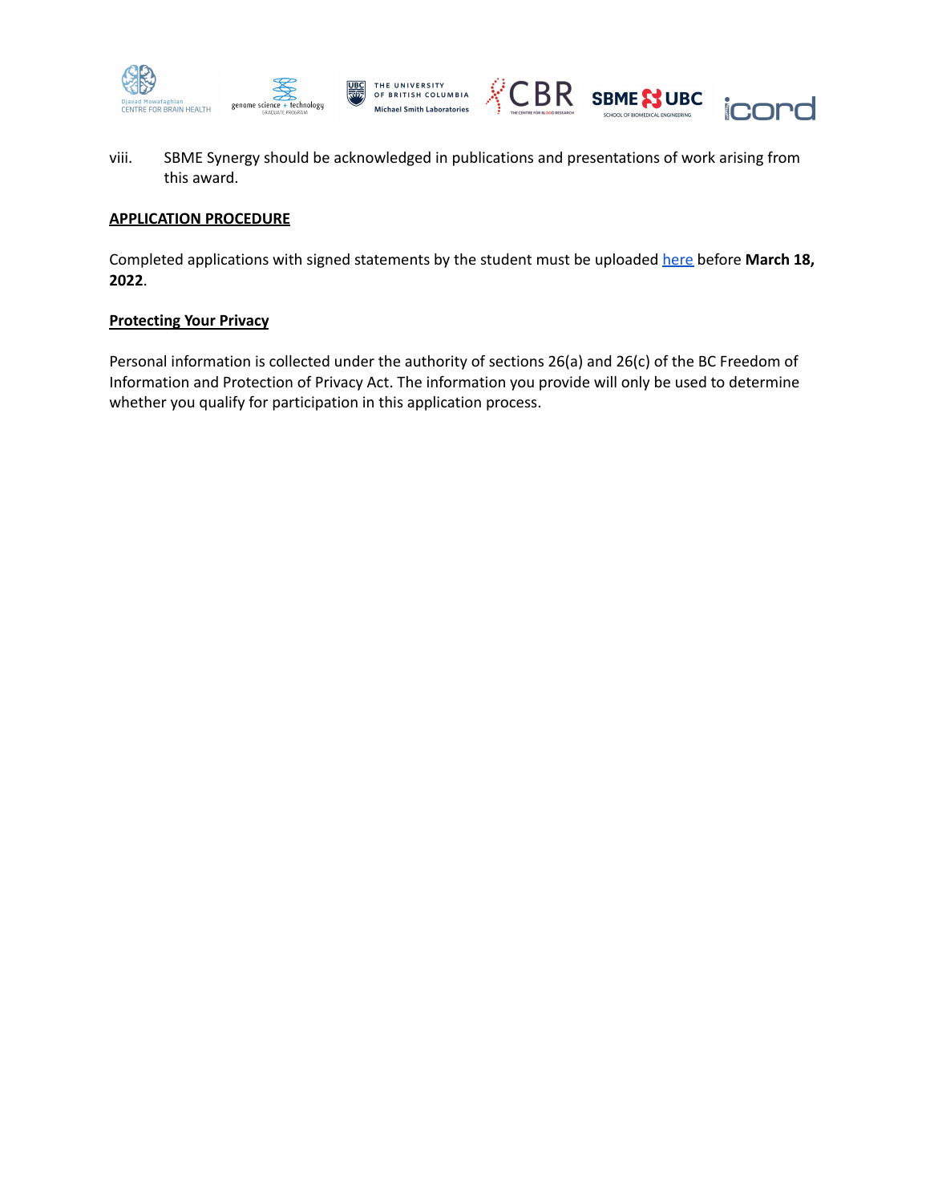viii. SBME Synergy should be acknowledged in publications and presentations of work arising from this award.

## APPLICATION PROCEDURE

Completed applications with signed statements by the student must be uploaded here before **March 18, 2022**.

## Protecting Your Privacy

Personal information is collected under the authority of sections 26(a) and 26(c) of the BC Freedom of Information and Protection of Privacy Act. The information you provide will only be used to determine whether you qualify for participation in this application process.